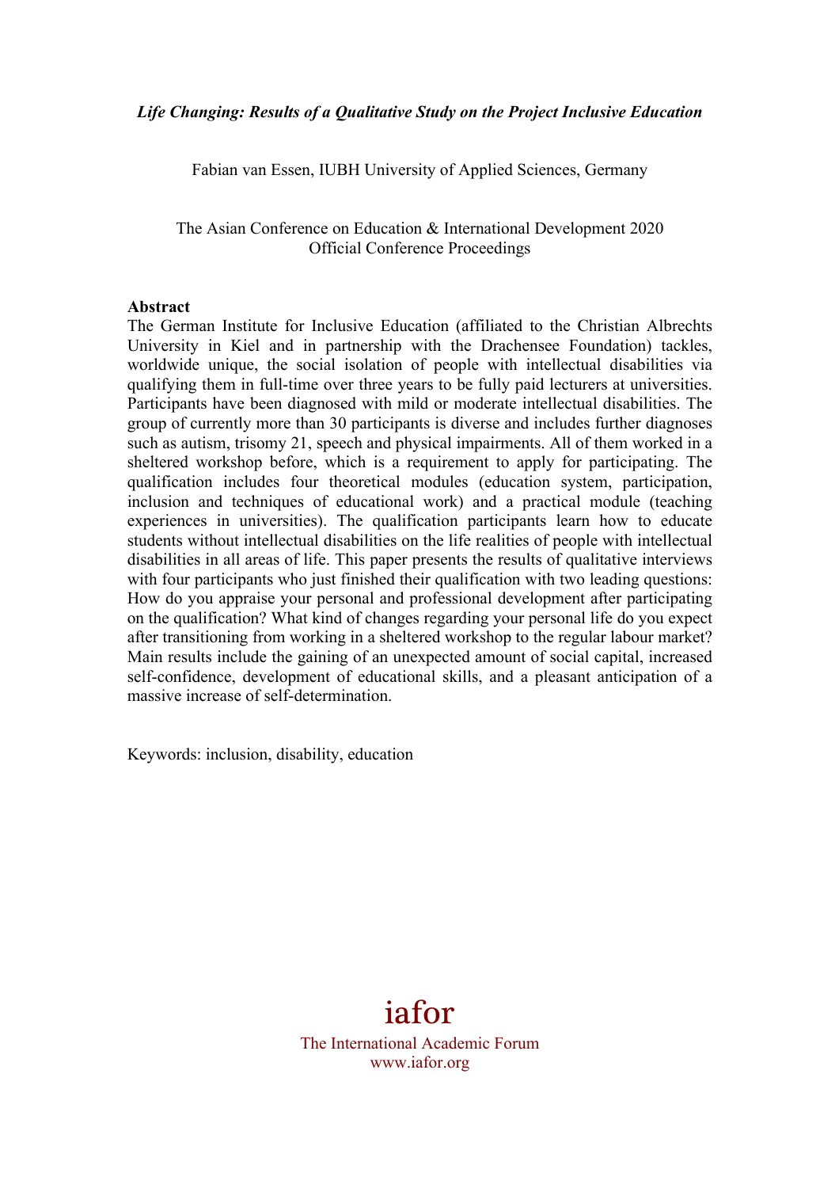*Life Changing: Results of a Qualitative Study on the Project Inclusive Education*

Fabian van Essen, IUBH University of Applied Sciences, Germany

The Asian Conference on Education & International Development 2020
Official Conference Proceedings

**Abstract**

The German Institute for Inclusive Education (affiliated to the Christian Albrechts University in Kiel and in partnership with the Drachensee Foundation) tackles, worldwide unique, the social isolation of people with intellectual disabilities via qualifying them in full-time over three years to be fully paid lecturers at universities. Participants have been diagnosed with mild or moderate intellectual disabilities. The group of currently more than 30 participants is diverse and includes further diagnoses such as autism, trisomy 21, speech and physical impairments. All of them worked in a sheltered workshop before, which is a requirement to apply for participating. The qualification includes four theoretical modules (education system, participation, inclusion and techniques of educational work) and a practical module (teaching experiences in universities). The qualification participants learn how to educate students without intellectual disabilities on the life realities of people with intellectual disabilities in all areas of life. This paper presents the results of qualitative interviews with four participants who just finished their qualification with two leading questions: How do you appraise your personal and professional development after participating on the qualification? What kind of changes regarding your personal life do you expect after transitioning from working in a sheltered workshop to the regular labour market? Main results include the gaining of an unexpected amount of social capital, increased self-confidence, development of educational skills, and a pleasant anticipation of a massive increase of self-determination.

Keywords: inclusion, disability, education

iafor
The International Academic Forum
www.iafor.org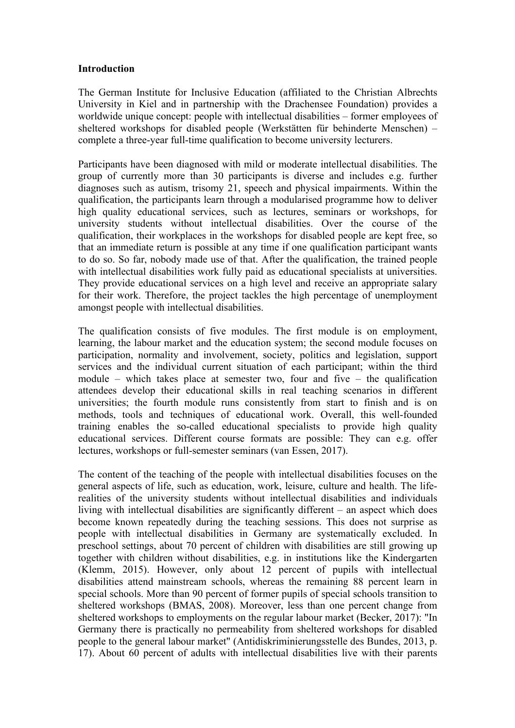**Introduction**

The German Institute for Inclusive Education (affiliated to the Christian Albrechts University in Kiel and in partnership with the Drachensee Foundation) provides a worldwide unique concept: people with intellectual disabilities – former employees of sheltered workshops for disabled people (Werkstätten für behinderte Menschen) – complete a three-year full-time qualification to become university lecturers.

Participants have been diagnosed with mild or moderate intellectual disabilities. The group of currently more than 30 participants is diverse and includes e.g. further diagnoses such as autism, trisomy 21, speech and physical impairments. Within the qualification, the participants learn through a modularised programme how to deliver high quality educational services, such as lectures, seminars or workshops, for university students without intellectual disabilities. Over the course of the qualification, their workplaces in the workshops for disabled people are kept free, so that an immediate return is possible at any time if one qualification participant wants to do so. So far, nobody made use of that. After the qualification, the trained people with intellectual disabilities work fully paid as educational specialists at universities. They provide educational services on a high level and receive an appropriate salary for their work. Therefore, the project tackles the high percentage of unemployment amongst people with intellectual disabilities.

The qualification consists of five modules. The first module is on employment, learning, the labour market and the education system; the second module focuses on participation, normality and involvement, society, politics and legislation, support services and the individual current situation of each participant; within the third module – which takes place at semester two, four and five – the qualification attendees develop their educational skills in real teaching scenarios in different universities; the fourth module runs consistently from start to finish and is on methods, tools and techniques of educational work. Overall, this well-founded training enables the so-called educational specialists to provide high quality educational services. Different course formats are possible: They can e.g. offer lectures, workshops or full-semester seminars (van Essen, 2017).

The content of the teaching of the people with intellectual disabilities focuses on the general aspects of life, such as education, work, leisure, culture and health. The life-realities of the university students without intellectual disabilities and individuals living with intellectual disabilities are significantly different – an aspect which does become known repeatedly during the teaching sessions. This does not surprise as people with intellectual disabilities in Germany are systematically excluded. In preschool settings, about 70 percent of children with disabilities are still growing up together with children without disabilities, e.g. in institutions like the Kindergarten (Klemm, 2015). However, only about 12 percent of pupils with intellectual disabilities attend mainstream schools, whereas the remaining 88 percent learn in special schools. More than 90 percent of former pupils of special schools transition to sheltered workshops (BMAS, 2008). Moreover, less than one percent change from sheltered workshops to employments on the regular labour market (Becker, 2017): "In Germany there is practically no permeability from sheltered workshops for disabled people to the general labour market" (Antidiskriminierungsstelle des Bundes, 2013, p. 17). About 60 percent of adults with intellectual disabilities live with their parents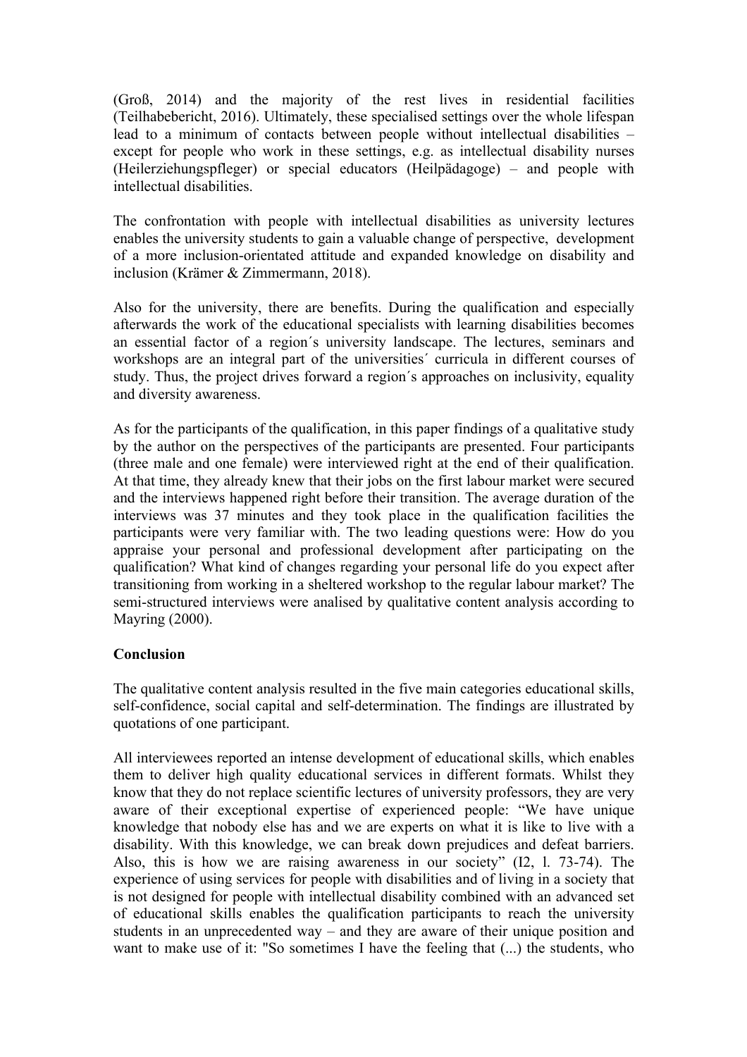(Groß, 2014) and the majority of the rest lives in residential facilities (Teilhabebericht, 2016). Ultimately, these specialised settings over the whole lifespan lead to a minimum of contacts between people without intellectual disabilities – except for people who work in these settings, e.g. as intellectual disability nurses (Heilerziehungspfleger) or special educators (Heilpädagoge) – and people with intellectual disabilities.

The confrontation with people with intellectual disabilities as university lectures enables the university students to gain a valuable change of perspective, development of a more inclusion-orientated attitude and expanded knowledge on disability and inclusion (Krämer & Zimmermann, 2018).

Also for the university, there are benefits. During the qualification and especially afterwards the work of the educational specialists with learning disabilities becomes an essential factor of a region´s university landscape. The lectures, seminars and workshops are an integral part of the universities´ curricula in different courses of study. Thus, the project drives forward a region´s approaches on inclusivity, equality and diversity awareness.

As for the participants of the qualification, in this paper findings of a qualitative study by the author on the perspectives of the participants are presented. Four participants (three male and one female) were interviewed right at the end of their qualification. At that time, they already knew that their jobs on the first labour market were secured and the interviews happened right before their transition. The average duration of the interviews was 37 minutes and they took place in the qualification facilities the participants were very familiar with. The two leading questions were: How do you appraise your personal and professional development after participating on the qualification? What kind of changes regarding your personal life do you expect after transitioning from working in a sheltered workshop to the regular labour market? The semi-structured interviews were analised by qualitative content analysis according to Mayring (2000).

**Conclusion**

The qualitative content analysis resulted in the five main categories educational skills, self-confidence, social capital and self-determination. The findings are illustrated by quotations of one participant.

All interviewees reported an intense development of educational skills, which enables them to deliver high quality educational services in different formats. Whilst they know that they do not replace scientific lectures of university professors, they are very aware of their exceptional expertise of experienced people: "We have unique knowledge that nobody else has and we are experts on what it is like to live with a disability. With this knowledge, we can break down prejudices and defeat barriers. Also, this is how we are raising awareness in our society" (I2, l. 73-74). The experience of using services for people with disabilities and of living in a society that is not designed for people with intellectual disability combined with an advanced set of educational skills enables the qualification participants to reach the university students in an unprecedented way – and they are aware of their unique position and want to make use of it: "So sometimes I have the feeling that (...) the students, who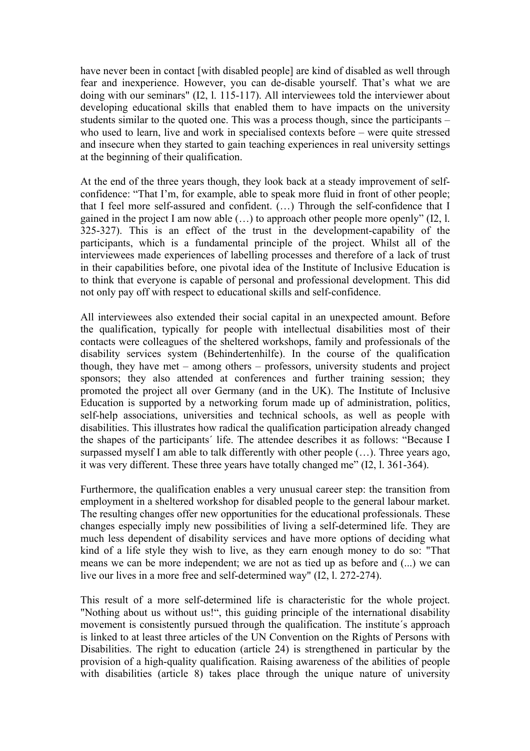have never been in contact [with disabled people] are kind of disabled as well through fear and inexperience. However, you can de-disable yourself. That's what we are doing with our seminars" (I2, l. 115-117). All interviewees told the interviewer about developing educational skills that enabled them to have impacts on the university students similar to the quoted one. This was a process though, since the participants – who used to learn, live and work in specialised contexts before – were quite stressed and insecure when they started to gain teaching experiences in real university settings at the beginning of their qualification.

At the end of the three years though, they look back at a steady improvement of self-confidence: "That I'm, for example, able to speak more fluid in front of other people; that I feel more self-assured and confident. (…) Through the self-confidence that I gained in the project I am now able (…) to approach other people more openly" (I2, l. 325-327). This is an effect of the trust in the development-capability of the participants, which is a fundamental principle of the project. Whilst all of the interviewees made experiences of labelling processes and therefore of a lack of trust in their capabilities before, one pivotal idea of the Institute of Inclusive Education is to think that everyone is capable of personal and professional development. This did not only pay off with respect to educational skills and self-confidence.

All interviewees also extended their social capital in an unexpected amount. Before the qualification, typically for people with intellectual disabilities most of their contacts were colleagues of the sheltered workshops, family and professionals of the disability services system (Behindertenhilfe). In the course of the qualification though, they have met – among others – professors, university students and project sponsors; they also attended at conferences and further training session; they promoted the project all over Germany (and in the UK). The Institute of Inclusive Education is supported by a networking forum made up of administration, politics, self-help associations, universities and technical schools, as well as people with disabilities. This illustrates how radical the qualification participation already changed the shapes of the participants´ life. The attendee describes it as follows: "Because I surpassed myself I am able to talk differently with other people (…). Three years ago, it was very different. These three years have totally changed me" (I2, l. 361-364).

Furthermore, the qualification enables a very unusual career step: the transition from employment in a sheltered workshop for disabled people to the general labour market. The resulting changes offer new opportunities for the educational professionals. These changes especially imply new possibilities of living a self-determined life. They are much less dependent of disability services and have more options of deciding what kind of a life style they wish to live, as they earn enough money to do so: "That means we can be more independent; we are not as tied up as before and (...) we can live our lives in a more free and self-determined way" (I2, l. 272-274).

This result of a more self-determined life is characteristic for the whole project. "Nothing about us without us!", this guiding principle of the international disability movement is consistently pursued through the qualification. The institute´s approach is linked to at least three articles of the UN Convention on the Rights of Persons with Disabilities. The right to education (article 24) is strengthened in particular by the provision of a high-quality qualification. Raising awareness of the abilities of people with disabilities (article 8) takes place through the unique nature of university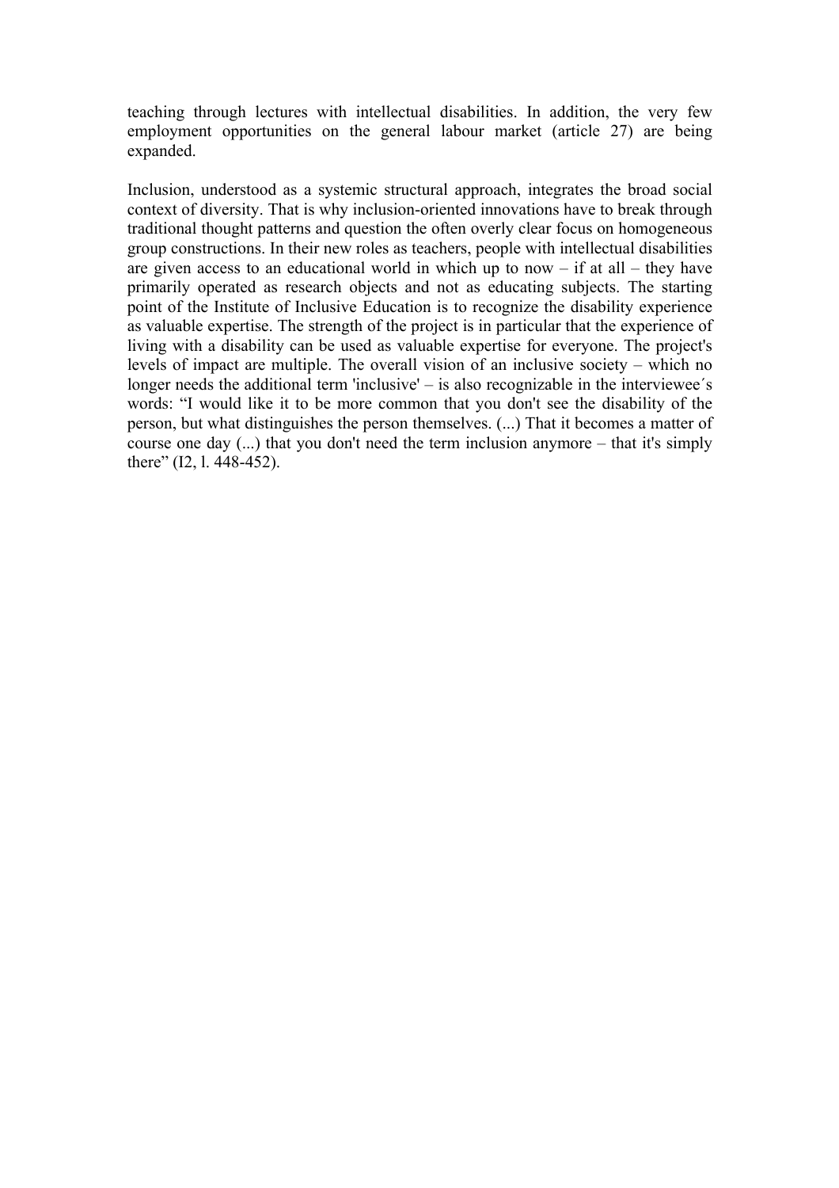teaching through lectures with intellectual disabilities. In addition, the very few employment opportunities on the general labour market (article 27) are being expanded.

Inclusion, understood as a systemic structural approach, integrates the broad social context of diversity. That is why inclusion-oriented innovations have to break through traditional thought patterns and question the often overly clear focus on homogeneous group constructions. In their new roles as teachers, people with intellectual disabilities are given access to an educational world in which up to now – if at all – they have primarily operated as research objects and not as educating subjects. The starting point of the Institute of Inclusive Education is to recognize the disability experience as valuable expertise. The strength of the project is in particular that the experience of living with a disability can be used as valuable expertise for everyone. The project's levels of impact are multiple. The overall vision of an inclusive society – which no longer needs the additional term 'inclusive' – is also recognizable in the interviewee´s words: "I would like it to be more common that you don't see the disability of the person, but what distinguishes the person themselves. (...) That it becomes a matter of course one day (...) that you don't need the term inclusion anymore – that it's simply there" (I2, l. 448-452).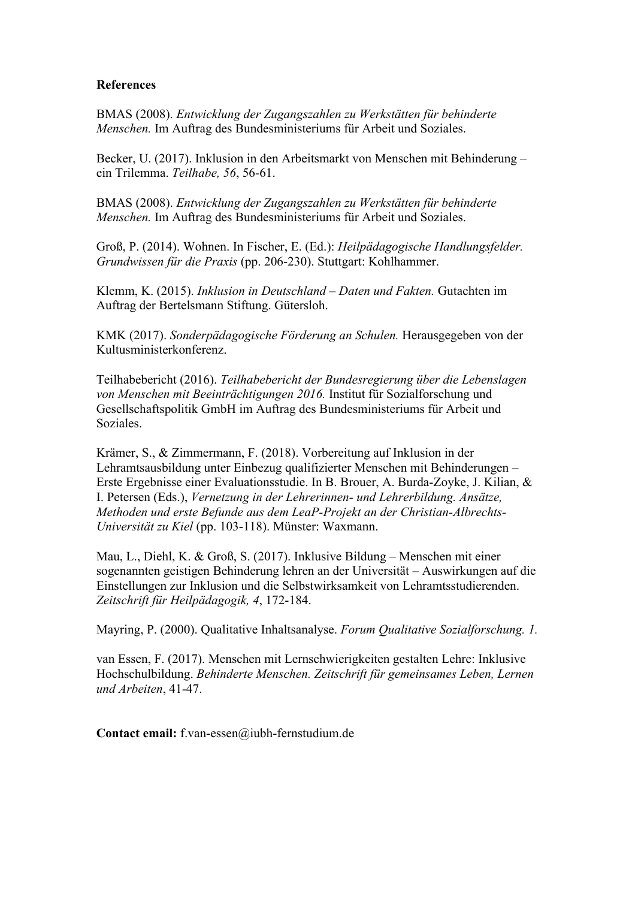**References**

BMAS (2008). *Entwicklung der Zugangszahlen zu Werkstätten für behinderte Menschen.* Im Auftrag des Bundesministeriums für Arbeit und Soziales.

Becker, U. (2017). Inklusion in den Arbeitsmarkt von Menschen mit Behinderung – ein Trilemma. *Teilhabe, 56*, 56-61.

BMAS (2008). *Entwicklung der Zugangszahlen zu Werkstätten für behinderte Menschen.* Im Auftrag des Bundesministeriums für Arbeit und Soziales.

Groß, P. (2014). Wohnen. In Fischer, E. (Ed.): *Heilpädagogische Handlungsfelder. Grundwissen für die Praxis* (pp. 206-230). Stuttgart: Kohlhammer.

Klemm, K. (2015). *Inklusion in Deutschland – Daten und Fakten.* Gutachten im Auftrag der Bertelsmann Stiftung. Gütersloh.

KMK (2017). *Sonderpädagogische Förderung an Schulen.* Herausgegeben von der Kultusministerkonferenz.

Teilhabebericht (2016). *Teilhabebericht der Bundesregierung über die Lebenslagen von Menschen mit Beeinträchtigungen 2016.* Institut für Sozialforschung und Gesellschaftspolitik GmbH im Auftrag des Bundesministeriums für Arbeit und Soziales.

Krämer, S., & Zimmermann, F. (2018). Vorbereitung auf Inklusion in der Lehramtsausbildung unter Einbezug qualifizierter Menschen mit Behinderungen – Erste Ergebnisse einer Evaluationsstudie. In B. Brouer, A. Burda-Zoyke, J. Kilian, & I. Petersen (Eds.), *Vernetzung in der Lehrerinnen- und Lehrerbildung. Ansätze, Methoden und erste Befunde aus dem LeaP-Projekt an der Christian-Albrechts-Universität zu Kiel* (pp. 103-118). Münster: Waxmann.

Mau, L., Diehl, K. & Groß, S. (2017). Inklusive Bildung – Menschen mit einer sogenannten geistigen Behinderung lehren an der Universität – Auswirkungen auf die Einstellungen zur Inklusion und die Selbstwirksamkeit von Lehramtsstudierenden. *Zeitschrift für Heilpädagogik, 4*, 172-184.

Mayring, P. (2000). Qualitative Inhaltsanalyse. *Forum Qualitative Sozialforschung. 1.*

van Essen, F. (2017). Menschen mit Lernschwierigkeiten gestalten Lehre: Inklusive Hochschulbildung. *Behinderte Menschen. Zeitschrift für gemeinsames Leben, Lernen und Arbeiten*, 41-47.

**Contact email:** f.van-essen@iubh-fernstudium.de